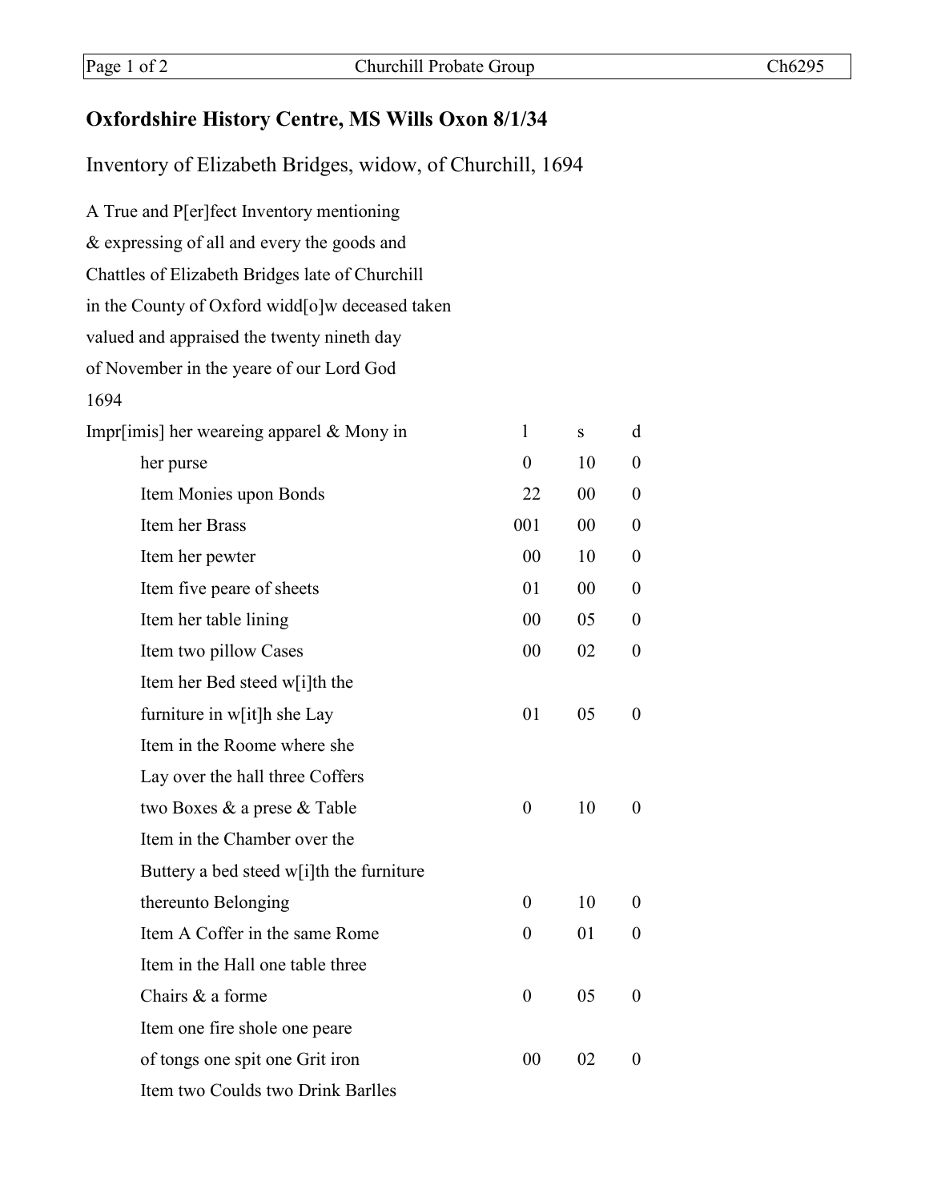## Oxfordshire History Centre, MS Wills Oxon 8/1/34

Inventory of Elizabeth Bridges, widow, of Churchill, 1694

A True and P[er]fect Inventory mentioning
& expressing of all and every the goods and
Chattles of Elizabeth Bridges late of Churchill
in the County of Oxford widd[o]w deceased taken
valued and appraised the twenty nineth day
of November in the yeare of our Lord God
1694

| | l | s | d |
|---|---|---|---|
| Impr[imis] her weareing apparel & Mony in | | | |
| her purse | 0 | 10 | 0 |
| Item Monies upon Bonds | 22 | 00 | 0 |
| Item her Brass | 001 | 00 | 0 |
| Item her pewter | 00 | 10 | 0 |
| Item five peare of sheets | 01 | 00 | 0 |
| Item her table lining | 00 | 05 | 0 |
| Item two pillow Cases | 00 | 02 | 0 |
| Item her Bed steed w[i]th the | | | |
| furniture in w[it]h she Lay | 01 | 05 | 0 |
| Item in the Roome where she | | | |
| Lay over the hall three Coffers | | | |
| two Boxes & a prese & Table | 0 | 10 | 0 |
| Item in the Chamber over the | | | |
| Buttery a bed steed w[i]th the furniture | | | |
| thereunto Belonging | 0 | 10 | 0 |
| Item A Coffer in the same Rome | 0 | 01 | 0 |
| Item in the Hall one table three | | | |
| Chairs & a forme | 0 | 05 | 0 |
| Item one fire shole one peare | | | |
| of tongs one spit one Grit iron | 00 | 02 | 0 |
| Item two Coulds two Drink Barlles | | | |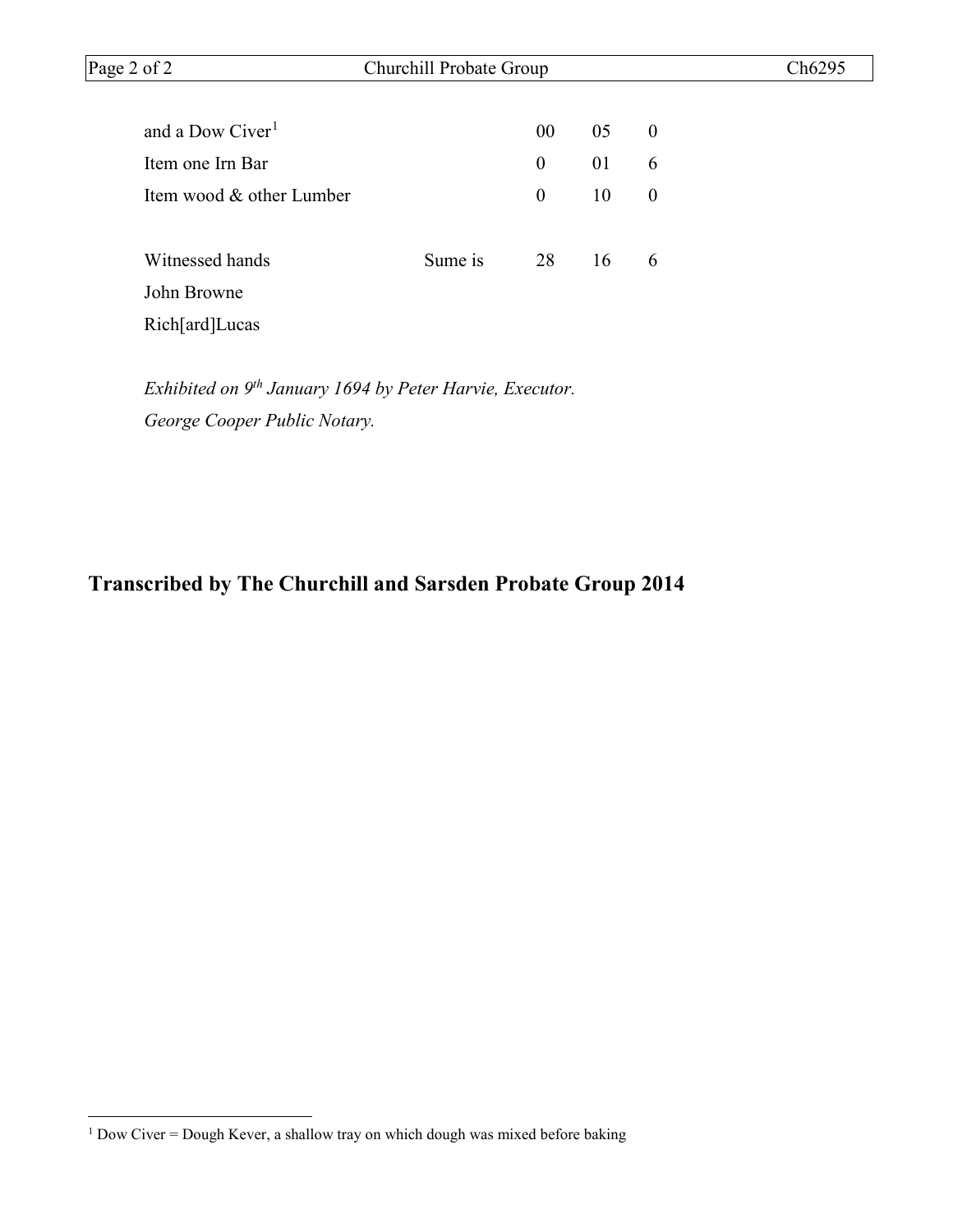| | | | | |
|---|---|---|---|---|
| and a Dow Civer[1] | | 00 | 05 | 0 |
| Item one Irn Bar | | 0 | 01 | 6 |
| Item wood & other Lumber | | 0 | 10 | 0 |
| | | | | |
| Witnessed hands | Sume is | 28 | 16 | 6 |
| John Browne | | | | |
| Rich[ard]Lucas | | | | |

*Exhibited on 9th January 1694 by Peter Harvie, Executor.*
*George Cooper Public Notary.*

**Transcribed by The Churchill and Sarsden Probate Group 2014**

[1] Dow Civer = Dough Kever, a shallow tray on which dough was mixed before baking